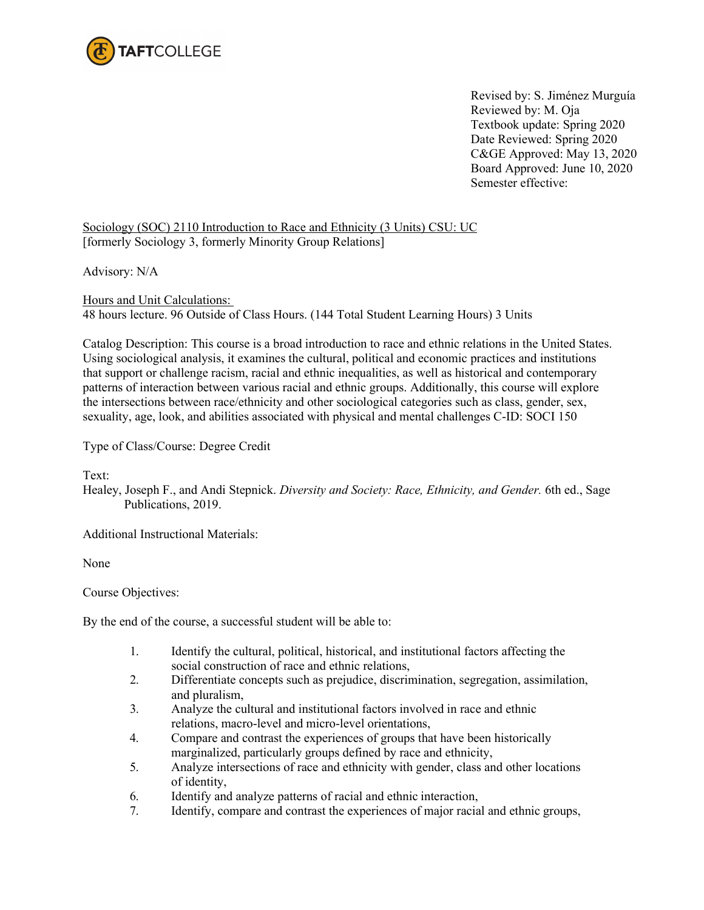Revised by: S. Jiménez Murguía
Reviewed by: M. Oja
Textbook update: Spring 2020
Date Reviewed: Spring 2020
C&GE Approved: May 13, 2020
Board Approved: June 10, 2020
Semester effective:

Sociology (SOC) 2110 Introduction to Race and Ethnicity (3 Units) CSU: UC
[formerly Sociology 3, formerly Minority Group Relations]

Advisory: N/A

Hours and Unit Calculations:
48 hours lecture. 96 Outside of Class Hours. (144 Total Student Learning Hours) 3 Units

Catalog Description: This course is a broad introduction to race and ethnic relations in the United States. Using sociological analysis, it examines the cultural, political and economic practices and institutions that support or challenge racism, racial and ethnic inequalities, as well as historical and contemporary patterns of interaction between various racial and ethnic groups. Additionally, this course will explore the intersections between race/ethnicity and other sociological categories such as class, gender, sex, sexuality, age, look, and abilities associated with physical and mental challenges C-ID: SOCI 150

Type of Class/Course: Degree Credit

Text:
Healey, Joseph F., and Andi Stepnick. *Diversity and Society: Race, Ethnicity, and Gender.* 6th ed., Sage Publications, 2019.

Additional Instructional Materials:

None

Course Objectives:

By the end of the course, a successful student will be able to:

1. Identify the cultural, political, historical, and institutional factors affecting the social construction of race and ethnic relations,
2. Differentiate concepts such as prejudice, discrimination, segregation, assimilation, and pluralism,
3. Analyze the cultural and institutional factors involved in race and ethnic relations, macro-level and micro-level orientations,
4. Compare and contrast the experiences of groups that have been historically marginalized, particularly groups defined by race and ethnicity,
5. Analyze intersections of race and ethnicity with gender, class and other locations of identity,
6. Identify and analyze patterns of racial and ethnic interaction,
7. Identify, compare and contrast the experiences of major racial and ethnic groups,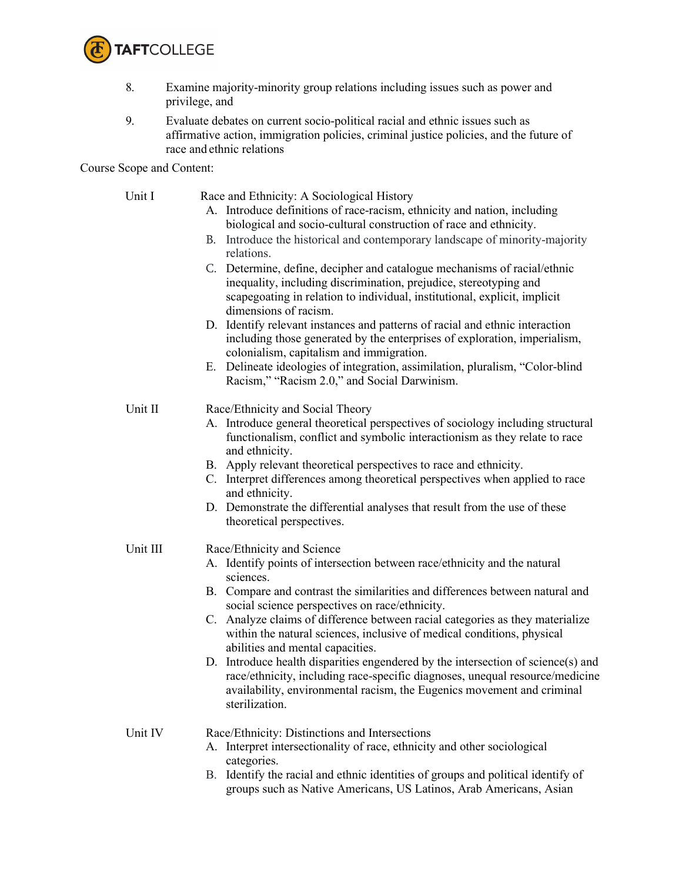8. Examine majority-minority group relations including issues such as power and privilege, and
9. Evaluate debates on current socio-political racial and ethnic issues such as affirmative action, immigration policies, criminal justice policies, and the future of race and ethnic relations

Course Scope and Content:

Unit I Race and Ethnicity: A Sociological History

A. Introduce definitions of race-racism, ethnicity and nation, including biological and socio-cultural construction of race and ethnicity.
B. Introduce the historical and contemporary landscape of minority-majority relations.
C. Determine, define, decipher and catalogue mechanisms of racial/ethnic inequality, including discrimination, prejudice, stereotyping and scapegoating in relation to individual, institutional, explicit, implicit dimensions of racism.
D. Identify relevant instances and patterns of racial and ethnic interaction including those generated by the enterprises of exploration, imperialism, colonialism, capitalism and immigration.
E. Delineate ideologies of integration, assimilation, pluralism, "Color-blind Racism," "Racism 2.0," and Social Darwinism.

Unit II Race/Ethnicity and Social Theory

A. Introduce general theoretical perspectives of sociology including structural functionalism, conflict and symbolic interactionism as they relate to race and ethnicity.
B. Apply relevant theoretical perspectives to race and ethnicity.
C. Interpret differences among theoretical perspectives when applied to race and ethnicity.
D. Demonstrate the differential analyses that result from the use of these theoretical perspectives.

Unit III Race/Ethnicity and Science

A. Identify points of intersection between race/ethnicity and the natural sciences.
B. Compare and contrast the similarities and differences between natural and social science perspectives on race/ethnicity.
C. Analyze claims of difference between racial categories as they materialize within the natural sciences, inclusive of medical conditions, physical abilities and mental capacities.
D. Introduce health disparities engendered by the intersection of science(s) and race/ethnicity, including race-specific diagnoses, unequal resource/medicine availability, environmental racism, the Eugenics movement and criminal sterilization.

Unit IV Race/Ethnicity: Distinctions and Intersections

A. Interpret intersectionality of race, ethnicity and other sociological categories.
B. Identify the racial and ethnic identities of groups and political identify of groups such as Native Americans, US Latinos, Arab Americans, Asian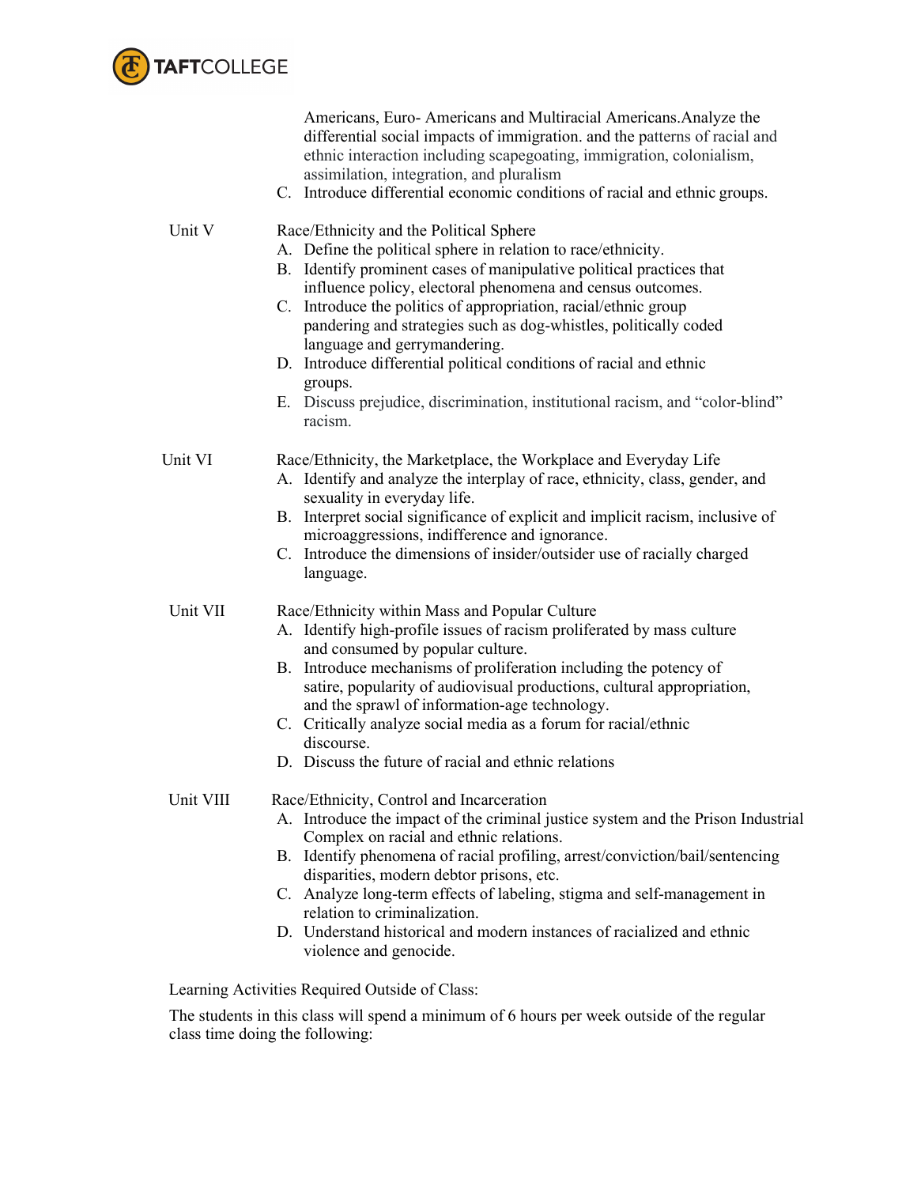Americans, Euro- Americans and Multiracial Americans.Analyze the differential social impacts of immigration. and the patterns of racial and ethnic interaction including scapegoating, immigration, colonialism, assimilation, integration, and pluralism

C. Introduce differential economic conditions of racial and ethnic groups.

Unit V — Race/Ethnicity and the Political Sphere

A. Define the political sphere in relation to race/ethnicity.
B. Identify prominent cases of manipulative political practices that influence policy, electoral phenomena and census outcomes.
C. Introduce the politics of appropriation, racial/ethnic group pandering and strategies such as dog-whistles, politically coded language and gerrymandering.
D. Introduce differential political conditions of racial and ethnic groups.
E. Discuss prejudice, discrimination, institutional racism, and "color-blind" racism.

Unit VI — Race/Ethnicity, the Marketplace, the Workplace and Everyday Life

A. Identify and analyze the interplay of race, ethnicity, class, gender, and sexuality in everyday life.
B. Interpret social significance of explicit and implicit racism, inclusive of microaggressions, indifference and ignorance.
C. Introduce the dimensions of insider/outsider use of racially charged language.

Unit VII — Race/Ethnicity within Mass and Popular Culture

A. Identify high-profile issues of racism proliferated by mass culture and consumed by popular culture.
B. Introduce mechanisms of proliferation including the potency of satire, popularity of audiovisual productions, cultural appropriation, and the sprawl of information-age technology.
C. Critically analyze social media as a forum for racial/ethnic discourse.
D. Discuss the future of racial and ethnic relations

Unit VIII — Race/Ethnicity, Control and Incarceration

A. Introduce the impact of the criminal justice system and the Prison Industrial Complex on racial and ethnic relations.
B. Identify phenomena of racial profiling, arrest/conviction/bail/sentencing disparities, modern debtor prisons, etc.
C. Analyze long-term effects of labeling, stigma and self-management in relation to criminalization.
D. Understand historical and modern instances of racialized and ethnic violence and genocide.

Learning Activities Required Outside of Class:

The students in this class will spend a minimum of 6 hours per week outside of the regular class time doing the following: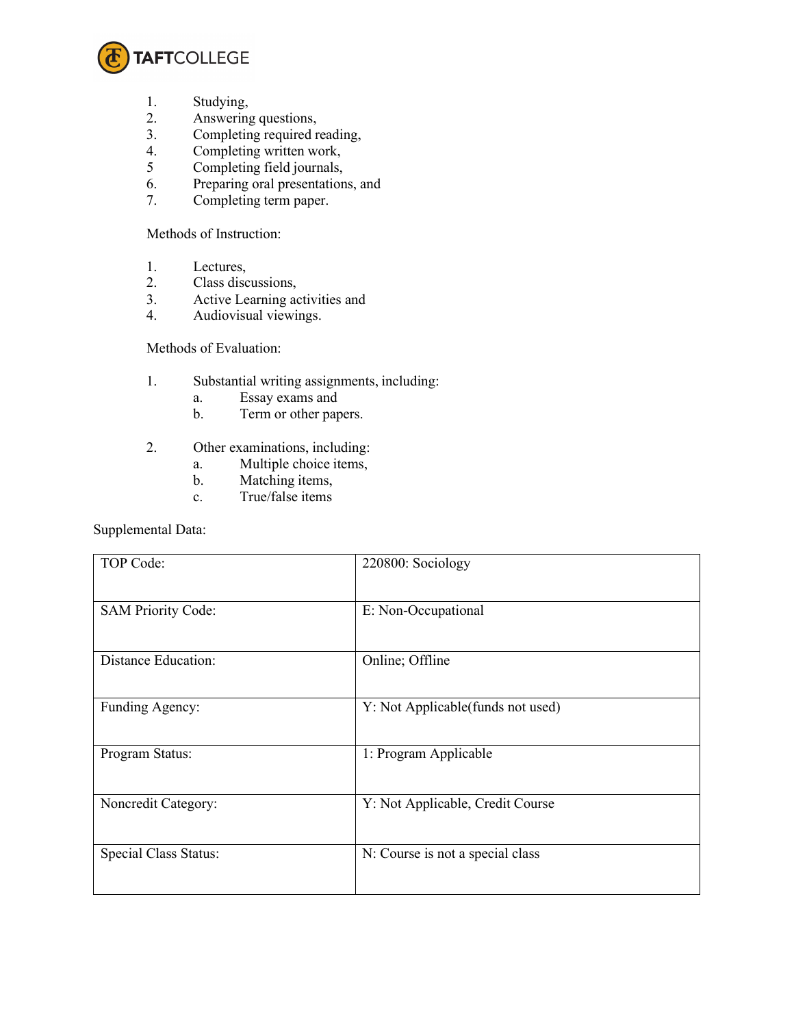1. Studying,
2. Answering questions,
3. Completing required reading,
4. Completing written work,
5 Completing field journals,
6. Preparing oral presentations, and
7. Completing term paper.

Methods of Instruction:

1. Lectures,
2. Class discussions,
3. Active Learning activities and
4. Audiovisual viewings.

Methods of Evaluation:

1. Substantial writing assignments, including:
    a. Essay exams and
    b. Term or other papers.

2. Other examinations, including:
    a. Multiple choice items,
    b. Matching items,
    c. True/false items

Supplemental Data:

| | |
|---|---|
| TOP Code: | 220800: Sociology |
| SAM Priority Code: | E: Non-Occupational |
| Distance Education: | Online; Offline |
| Funding Agency: | Y: Not Applicable(funds not used) |
| Program Status: | 1: Program Applicable |
| Noncredit Category: | Y: Not Applicable, Credit Course |
| Special Class Status: | N: Course is not a special class |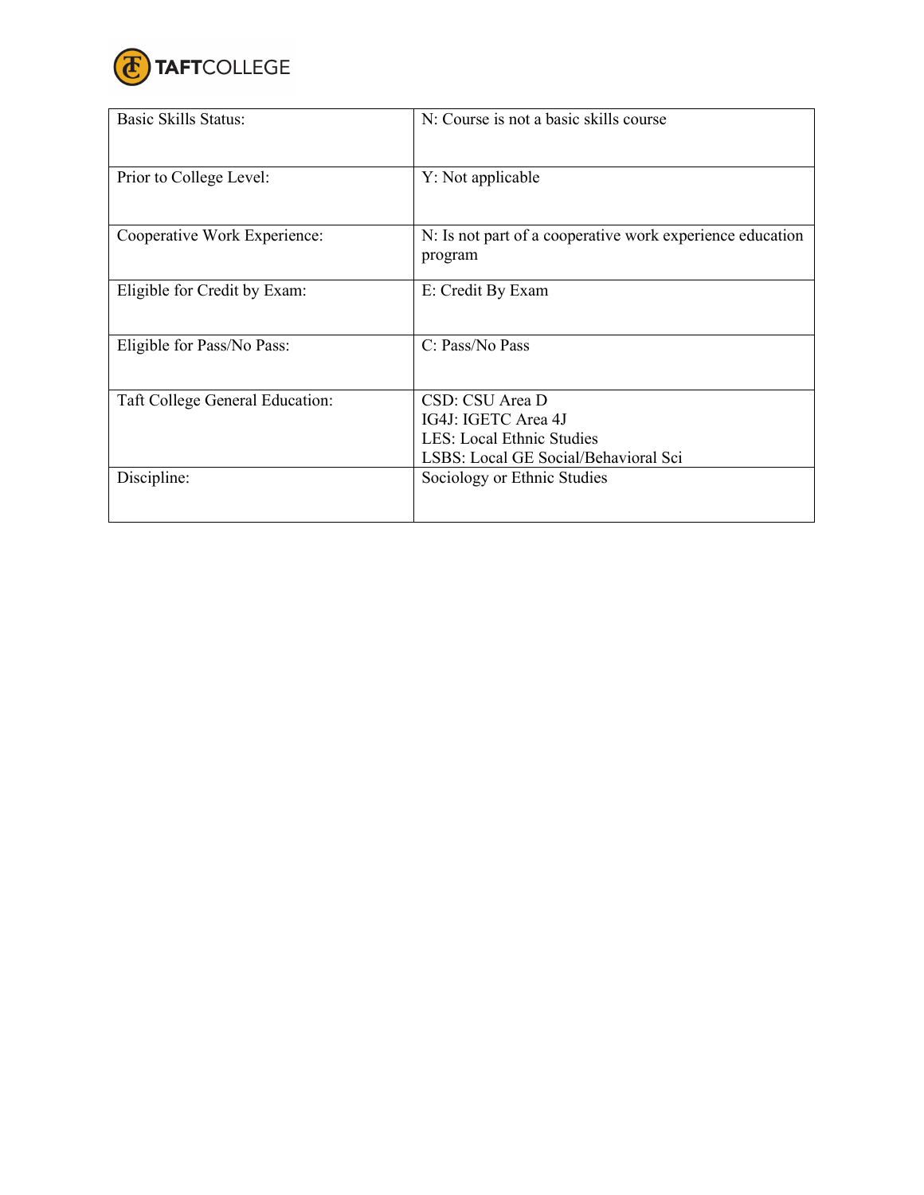| | |
|---|---|
| Basic Skills Status: | N: Course is not a basic skills course |
| Prior to College Level: | Y: Not applicable |
| Cooperative Work Experience: | N: Is not part of a cooperative work experience education program |
| Eligible for Credit by Exam: | E: Credit By Exam |
| Eligible for Pass/No Pass: | C: Pass/No Pass |
| Taft College General Education: | CSD: CSU Area D<br>IG4J: IGETC Area 4J<br>LES: Local Ethnic Studies<br>LSBS: Local GE Social/Behavioral Sci |
| Discipline: | Sociology or Ethnic Studies |